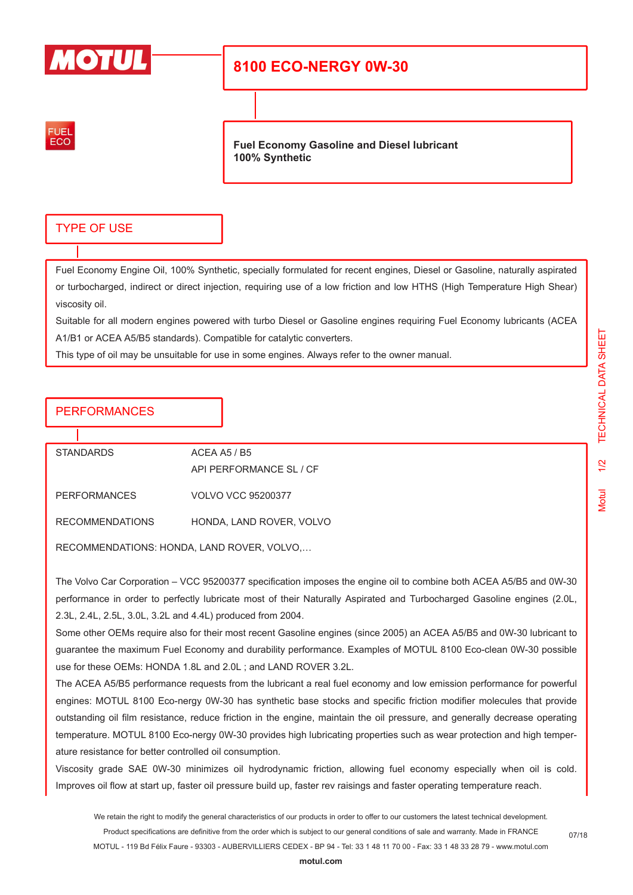MOTUL

# 8100 ECO-NERGY 0W-30

FUEL ECO

**Fuel Economy Gasoline and Diesel lubricant**
**100% Synthetic**

## TYPE OF USE

Fuel Economy Engine Oil, 100% Synthetic, specially formulated for recent engines, Diesel or Gasoline, naturally aspirated or turbocharged, indirect or direct injection, requiring use of a low friction and low HTHS (High Temperature High Shear) viscosity oil.
Suitable for all modern engines powered with turbo Diesel or Gasoline engines requiring Fuel Economy lubricants (ACEA A1/B1 or ACEA A5/B5 standards). Compatible for catalytic converters.
This type of oil may be unsuitable for use in some engines. Always refer to the owner manual.

## PERFORMANCES

| | |
|---|---|
| STANDARDS | ACEA A5 / B5<br>API PERFORMANCE SL / CF |
| PERFORMANCES | VOLVO VCC 95200377 |
| RECOMMENDATIONS | HONDA, LAND ROVER, VOLVO |

RECOMMENDATIONS: HONDA, LAND ROVER, VOLVO,…

The Volvo Car Corporation – VCC 95200377 specification imposes the engine oil to combine both ACEA A5/B5 and 0W-30 performance in order to perfectly lubricate most of their Naturally Aspirated and Turbocharged Gasoline engines (2.0L, 2.3L, 2.4L, 2.5L, 3.0L, 3.2L and 4.4L) produced from 2004.
Some other OEMs require also for their most recent Gasoline engines (since 2005) an ACEA A5/B5 and 0W-30 lubricant to guarantee the maximum Fuel Economy and durability performance. Examples of MOTUL 8100 Eco-clean 0W-30 possible use for these OEMs: HONDA 1.8L and 2.0L ; and LAND ROVER 3.2L.
The ACEA A5/B5 performance requests from the lubricant a real fuel economy and low emission performance for powerful engines: MOTUL 8100 Eco-nergy 0W-30 has synthetic base stocks and specific friction modifier molecules that provide outstanding oil film resistance, reduce friction in the engine, maintain the oil pressure, and generally decrease operating temperature. MOTUL 8100 Eco-nergy 0W-30 provides high lubricating properties such as wear protection and high temperature resistance for better controlled oil consumption.
Viscosity grade SAE 0W-30 minimizes oil hydrodynamic friction, allowing fuel economy especially when oil is cold. Improves oil flow at start up, faster oil pressure build up, faster rev raisings and faster operating temperature reach.

We retain the right to modify the general characteristics of our products in order to offer to our customers the latest technical development.
Product specifications are definitive from the order which is subject to our general conditions of sale and warranty. Made in FRANCE
MOTUL - 119 Bd Félix Faure - 93303 - AUBERVILLIERS CEDEX - BP 94 - Tel: 33 1 48 11 70 00 - Fax: 33 1 48 33 28 79 - www.motul.com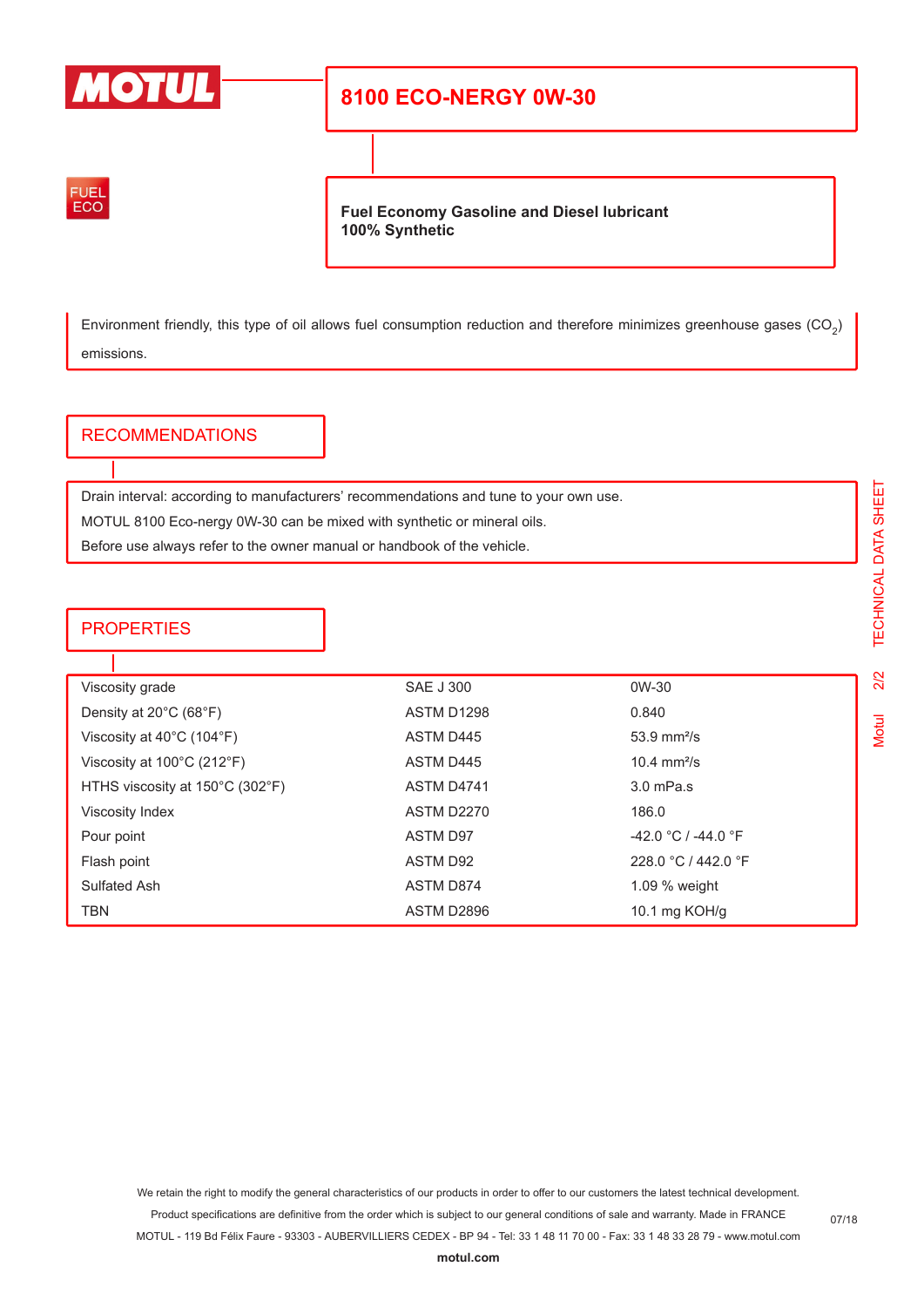# 8100 ECO-NERGY 0W-30

FUEL ECO

**Fuel Economy Gasoline and Diesel lubricant**
**100% Synthetic**

Environment friendly, this type of oil allows fuel consumption reduction and therefore minimizes greenhouse gases ($CO_2$) emissions.

## RECOMMENDATIONS

Drain interval: according to manufacturers' recommendations and tune to your own use.
MOTUL 8100 Eco-nergy 0W-30 can be mixed with synthetic or mineral oils.
Before use always refer to the owner manual or handbook of the vehicle.

## PROPERTIES

| | | |
|---|---|---|
| Viscosity grade | SAE J 300 | 0W-30 |
| Density at 20°C (68°F) | ASTM D1298 | 0.840 |
| Viscosity at 40°C (104°F) | ASTM D445 | 53.9 mm²/s |
| Viscosity at 100°C (212°F) | ASTM D445 | 10.4 mm²/s |
| HTHS viscosity at 150°C (302°F) | ASTM D4741 | 3.0 mPa.s |
| Viscosity Index | ASTM D2270 | 186.0 |
| Pour point | ASTM D97 | -42.0 °C / -44.0 °F |
| Flash point | ASTM D92 | 228.0 °C / 442.0 °F |
| Sulfated Ash | ASTM D874 | 1.09 % weight |
| TBN | ASTM D2896 | 10.1 mg KOH/g |

We retain the right to modify the general characteristics of our products in order to offer to our customers the latest technical development.
Product specifications are definitive from the order which is subject to our general conditions of sale and warranty. Made in FRANCE
MOTUL - 119 Bd Félix Faure - 93303 - AUBERVILLIERS CEDEX - BP 94 - Tel: 33 1 48 11 70 00 - Fax: 33 1 48 33 28 79 - www.motul.com
**motul.com**

07/18